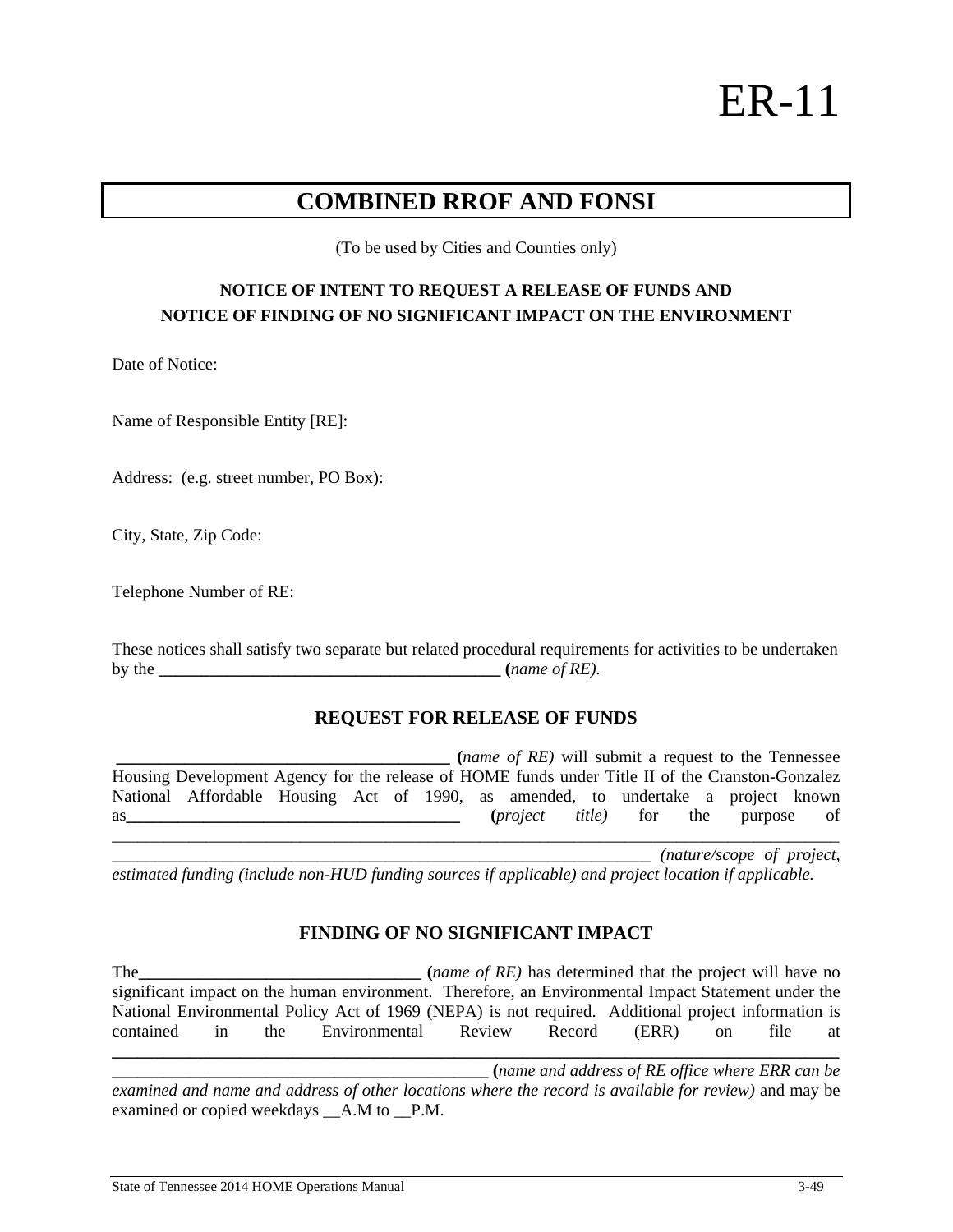# ER-11

## COMBINED RROF AND FONSI

(To be used by Cities and Counties only)

### NOTICE OF INTENT TO REQUEST A RELEASE OF FUNDS AND NOTICE OF FINDING OF NO SIGNIFICANT IMPACT ON THE ENVIRONMENT

Date of Notice:

Name of Responsible Entity [RE]:

Address: (e.g. street number, PO Box):

City, State, Zip Code:

Telephone Number of RE:

These notices shall satisfy two separate but related procedural requirements for activities to be undertaken by the ________________________________________ (*name of RE).*

### REQUEST FOR RELEASE OF FUNDS

________________________________________ (*name of RE)* will submit a request to the Tennessee Housing Development Agency for the release of HOME funds under Title II of the Cranston-Gonzalez National Affordable Housing Act of 1990, as amended, to undertake a project known as________________________________________ (*project title)* for the purpose of ________________________________________________________________________________ ________________________________________________________________ *(nature/scope of project, estimated funding (include non-HUD funding sources if applicable) and project location if applicable.*

### FINDING OF NO SIGNIFICANT IMPACT

The________________________________ (*name of RE)* has determined that the project will have no significant impact on the human environment. Therefore, an Environmental Impact Statement under the National Environmental Policy Act of 1969 (NEPA) is not required. Additional project information is contained in the Environmental Review Record (ERR) on file at ________________________________________________________________________________ ____________________________________________ (*name and address of RE office where ERR can be examined and name and address of other locations where the record is available for review)* and may be examined or copied weekdays __A.M to __P.M.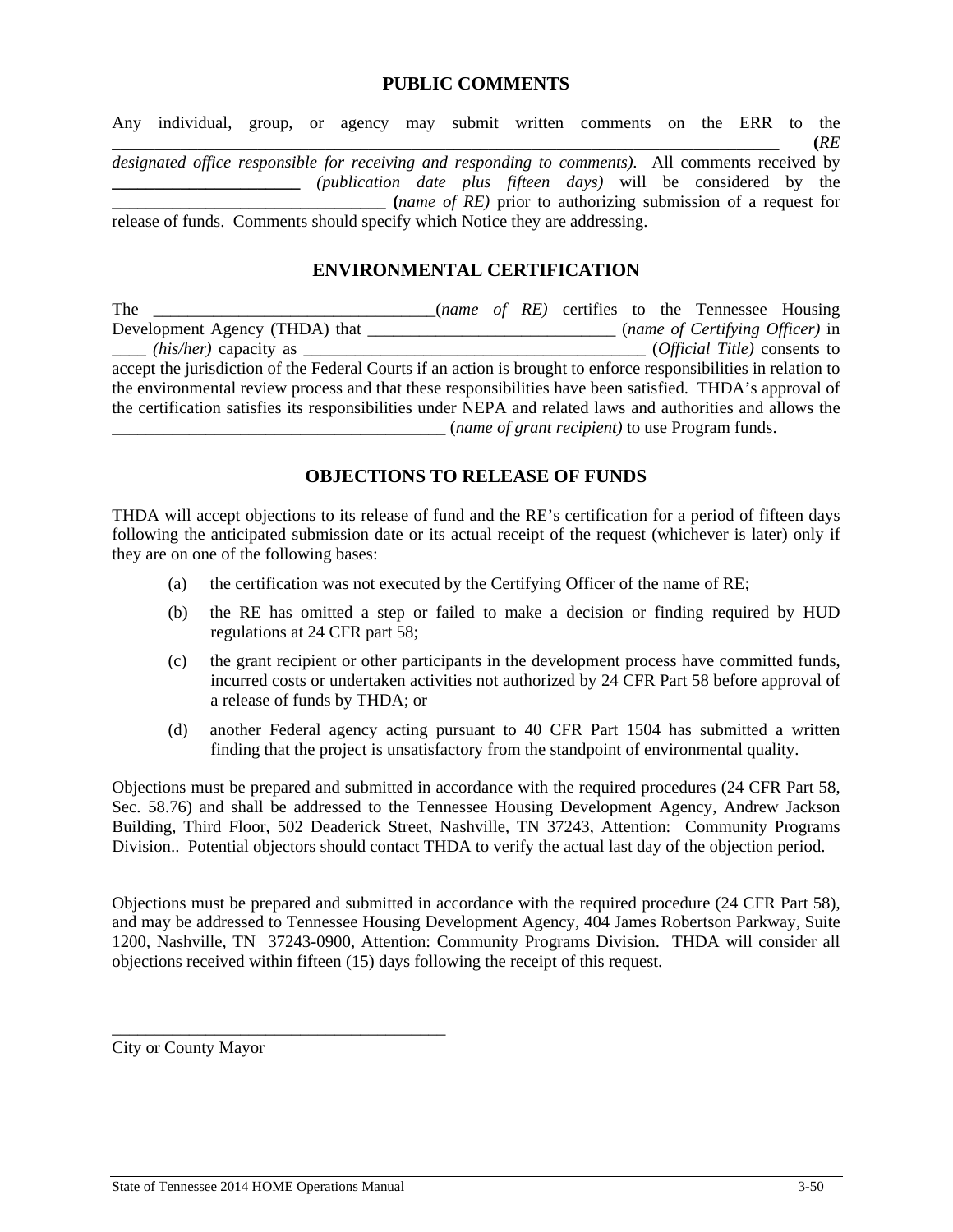## PUBLIC COMMENTS

Any individual, group, or agency may submit written comments on the ERR to the **___________________________________________________________________________ (***RE designated office responsible for receiving and responding to comments).* All comments received by **______________________** *(publication date plus fifteen days)* will be considered by the **_______________________________ (***name of RE)* prior to authorizing submission of a request for release of funds. Comments should specify which Notice they are addressing.

## ENVIRONMENTAL CERTIFICATION

The _________________________________(*name of RE)* certifies to the Tennessee Housing Development Agency (THDA) that _____________________________ (*name of Certifying Officer)* in ____ *(his/her)* capacity as _________________________________________ (*Official Title)* consents to accept the jurisdiction of the Federal Courts if an action is brought to enforce responsibilities in relation to the environmental review process and that these responsibilities have been satisfied. THDA's approval of the certification satisfies its responsibilities under NEPA and related laws and authorities and allows the _______________________________________ (*name of grant recipient)* to use Program funds.

## OBJECTIONS TO RELEASE OF FUNDS

THDA will accept objections to its release of fund and the RE's certification for a period of fifteen days following the anticipated submission date or its actual receipt of the request (whichever is later) only if they are on one of the following bases:

(a) the certification was not executed by the Certifying Officer of the name of RE;

(b) the RE has omitted a step or failed to make a decision or finding required by HUD regulations at 24 CFR part 58;

(c) the grant recipient or other participants in the development process have committed funds, incurred costs or undertaken activities not authorized by 24 CFR Part 58 before approval of a release of funds by THDA; or

(d) another Federal agency acting pursuant to 40 CFR Part 1504 has submitted a written finding that the project is unsatisfactory from the standpoint of environmental quality.

Objections must be prepared and submitted in accordance with the required procedures (24 CFR Part 58, Sec. 58.76) and shall be addressed to the Tennessee Housing Development Agency, Andrew Jackson Building, Third Floor, 502 Deaderick Street, Nashville, TN 37243, Attention: Community Programs Division.. Potential objectors should contact THDA to verify the actual last day of the objection period.

Objections must be prepared and submitted in accordance with the required procedure (24 CFR Part 58), and may be addressed to Tennessee Housing Development Agency, 404 James Robertson Parkway, Suite 1200, Nashville, TN 37243-0900, Attention: Community Programs Division. THDA will consider all objections received within fifteen (15) days following the receipt of this request.

_______________________________________

City or County Mayor